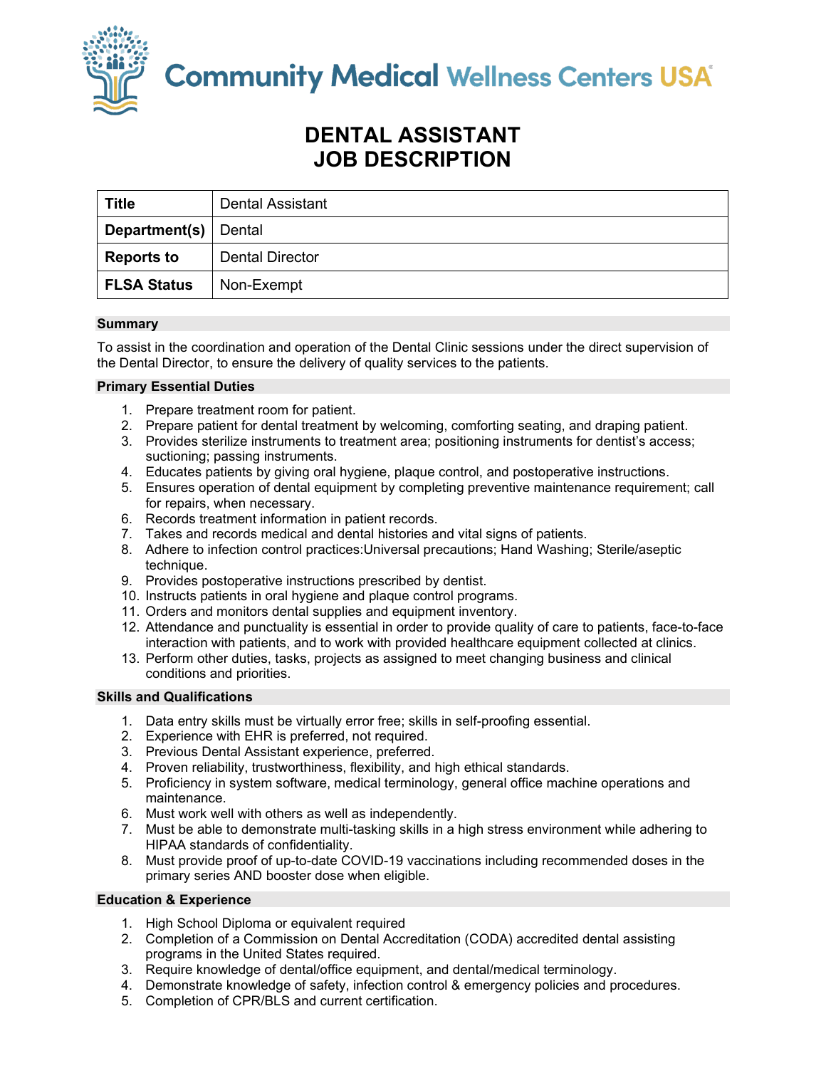Community Medical Wellness Centers USA®

# DENTAL ASSISTANT
# JOB DESCRIPTION

| **Title** | Dental Assistant |
|---|---|
| **Department(s)** | Dental |
| **Reports to** | Dental Director |
| **FLSA Status** | Non-Exempt |

## Summary

To assist in the coordination and operation of the Dental Clinic sessions under the direct supervision of the Dental Director, to ensure the delivery of quality services to the patients.

## Primary Essential Duties

1. Prepare treatment room for patient.
2. Prepare patient for dental treatment by welcoming, comforting seating, and draping patient.
3. Provides sterilize instruments to treatment area; positioning instruments for dentist's access; suctioning; passing instruments.
4. Educates patients by giving oral hygiene, plaque control, and postoperative instructions.
5. Ensures operation of dental equipment by completing preventive maintenance requirement; call for repairs, when necessary.
6. Records treatment information in patient records.
7. Takes and records medical and dental histories and vital signs of patients.
8. Adhere to infection control practices:Universal precautions; Hand Washing; Sterile/aseptic technique.
9. Provides postoperative instructions prescribed by dentist.
10. Instructs patients in oral hygiene and plaque control programs.
11. Orders and monitors dental supplies and equipment inventory.
12. Attendance and punctuality is essential in order to provide quality of care to patients, face-to-face interaction with patients, and to work with provided healthcare equipment collected at clinics.
13. Perform other duties, tasks, projects as assigned to meet changing business and clinical conditions and priorities.

## Skills and Qualifications

1. Data entry skills must be virtually error free; skills in self-proofing essential.
2. Experience with EHR is preferred, not required.
3. Previous Dental Assistant experience, preferred.
4. Proven reliability, trustworthiness, flexibility, and high ethical standards.
5. Proficiency in system software, medical terminology, general office machine operations and maintenance.
6. Must work well with others as well as independently.
7. Must be able to demonstrate multi-tasking skills in a high stress environment while adhering to HIPAA standards of confidentiality.
8. Must provide proof of up-to-date COVID-19 vaccinations including recommended doses in the primary series AND booster dose when eligible.

## Education & Experience

1. High School Diploma or equivalent required
2. Completion of a Commission on Dental Accreditation (CODA) accredited dental assisting programs in the United States required.
3. Require knowledge of dental/office equipment, and dental/medical terminology.
4. Demonstrate knowledge of safety, infection control & emergency policies and procedures.
5. Completion of CPR/BLS and current certification.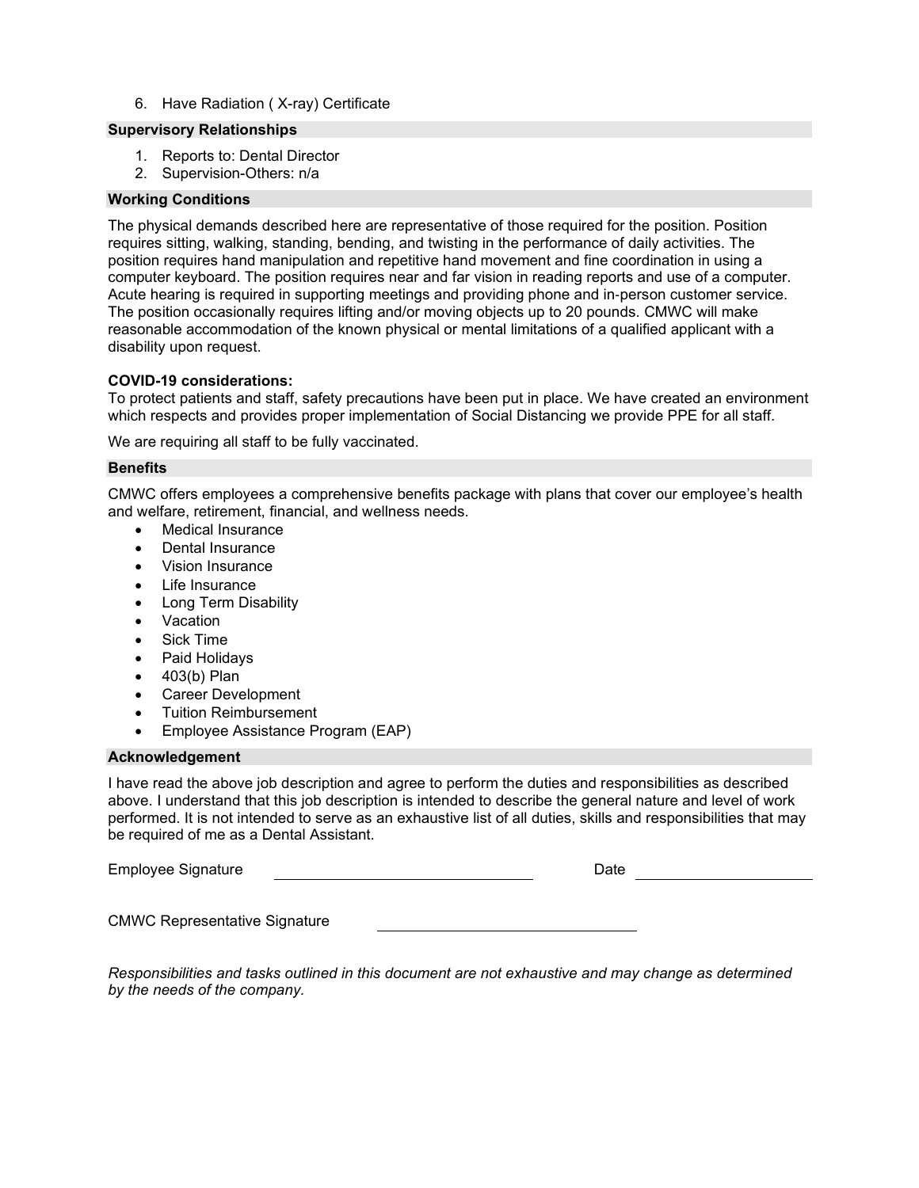6. Have Radiation ( X-ray) Certificate

## Supervisory Relationships

1. Reports to: Dental Director
2. Supervision-Others: n/a

## Working Conditions

The physical demands described here are representative of those required for the position. Position requires sitting, walking, standing, bending, and twisting in the performance of daily activities. The position requires hand manipulation and repetitive hand movement and fine coordination in using a computer keyboard. The position requires near and far vision in reading reports and use of a computer. Acute hearing is required in supporting meetings and providing phone and in-person customer service. The position occasionally requires lifting and/or moving objects up to 20 pounds. CMWC will make reasonable accommodation of the known physical or mental limitations of a qualified applicant with a disability upon request.

**COVID-19 considerations:**
To protect patients and staff, safety precautions have been put in place. We have created an environment which respects and provides proper implementation of Social Distancing we provide PPE for all staff.

We are requiring all staff to be fully vaccinated.

## Benefits

CMWC offers employees a comprehensive benefits package with plans that cover our employee's health and welfare, retirement, financial, and wellness needs.

- Medical Insurance
- Dental Insurance
- Vision Insurance
- Life Insurance
- Long Term Disability
- Vacation
- Sick Time
- Paid Holidays
- 403(b) Plan
- Career Development
- Tuition Reimbursement
- Employee Assistance Program (EAP)

## Acknowledgement

I have read the above job description and agree to perform the duties and responsibilities as described above. I understand that this job description is intended to describe the general nature and level of work performed. It is not intended to serve as an exhaustive list of all duties, skills and responsibilities that may be required of me as a Dental Assistant.

Employee Signature \_\_\_\_\_\_\_\_\_\_\_\_\_\_\_\_\_\_\_\_\_\_\_\_\_\_\_\_ Date \_\_\_\_\_\_\_\_\_\_\_\_\_\_\_\_\_\_\_\_

CMWC Representative Signature \_\_\_\_\_\_\_\_\_\_\_\_\_\_\_\_\_\_\_\_\_\_\_\_\_\_\_\_

*Responsibilities and tasks outlined in this document are not exhaustive and may change as determined by the needs of the company.*